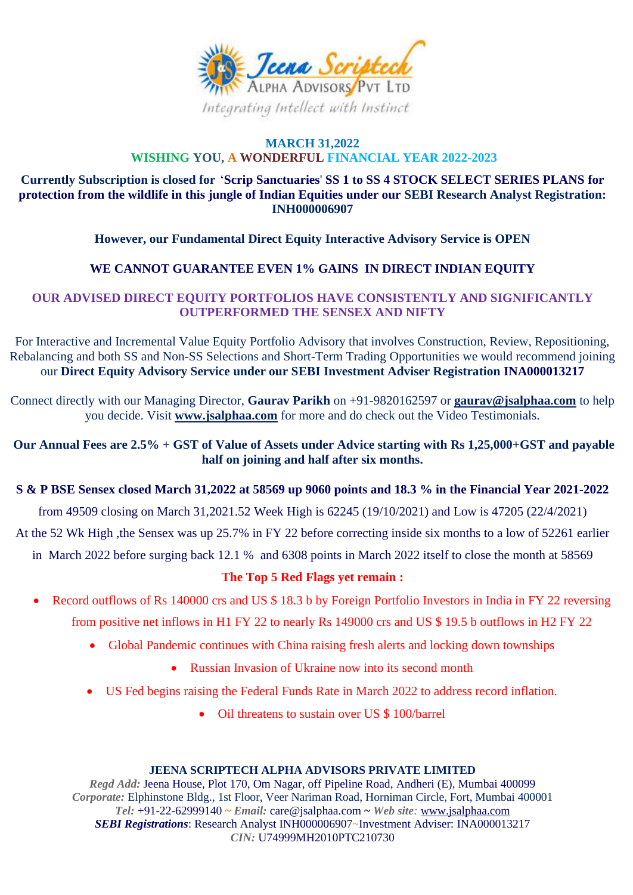**MARCH 31,2022**

**WISHING YOU, A WONDERFUL FINANCIAL YEAR 2022-2023**

**Currently Subscription is closed for 'Scrip Sanctuaries' SS 1 to SS 4 STOCK SELECT SERIES PLANS for protection from the wildlife in this jungle of Indian Equities under our SEBI Research Analyst Registration: INH000006907**

**However, our Fundamental Direct Equity Interactive Advisory Service is OPEN**

**WE CANNOT GUARANTEE EVEN 1% GAINS IN DIRECT INDIAN EQUITY**

**OUR ADVISED DIRECT EQUITY PORTFOLIOS HAVE CONSISTENTLY AND SIGNIFICANTLY OUTPERFORMED THE SENSEX AND NIFTY**

For Interactive and Incremental Value Equity Portfolio Advisory that involves Construction, Review, Repositioning, Rebalancing and both SS and Non-SS Selections and Short-Term Trading Opportunities we would recommend joining our **Direct Equity Advisory Service under our SEBI Investment Adviser Registration INA000013217**

Connect directly with our Managing Director, **Gaurav Parikh** on +91-9820162597 or **gaurav@jsalphaa.com** to help you decide. Visit **www.jsalphaa.com** for more and do check out the Video Testimonials.

**Our Annual Fees are 2.5% + GST of Value of Assets under Advice starting with Rs 1,25,000+GST and payable half on joining and half after six months.**

**S & P BSE Sensex closed March 31,2022 at 58569 up 9060 points and 18.3 % in the Financial Year 2021-2022**

from 49509 closing on March 31,2021.52 Week High is 62245 (19/10/2021) and Low is 47205 (22/4/2021)

At the 52 Wk High ,the Sensex was up 25.7% in FY 22 before correcting inside six months to a low of 52261 earlier in March 2022 before surging back 12.1 % and 6308 points in March 2022 itself to close the month at 58569

**The Top 5 Red Flags yet remain :**

- Record outflows of Rs 140000 crs and US $ 18.3 b by Foreign Portfolio Investors in India in FY 22 reversing from positive net inflows in H1 FY 22 to nearly Rs 149000 crs and US $ 19.5 b outflows in H2 FY 22
- Global Pandemic continues with China raising fresh alerts and locking down townships
- Russian Invasion of Ukraine now into its second month
- US Fed begins raising the Federal Funds Rate in March 2022 to address record inflation.
- Oil threatens to sustain over US $ 100/barrel

**JEENA SCRIPTECH ALPHA ADVISORS PRIVATE LIMITED**

*Regd Add:* Jeena House, Plot 170, Om Nagar, off Pipeline Road, Andheri (E), Mumbai 400099

*Corporate:* Elphinstone Bldg., 1st Floor, Veer Nariman Road, Horniman Circle, Fort, Mumbai 400001

*Tel:* +91-22-62999140 ~ *Email:* care@jsalphaa.com ~ *Web site:* www.jsalphaa.com

***SEBI Registrations***: Research Analyst INH000006907~Investment Adviser: INA000013217

*CIN:* U74999MH2010PTC210730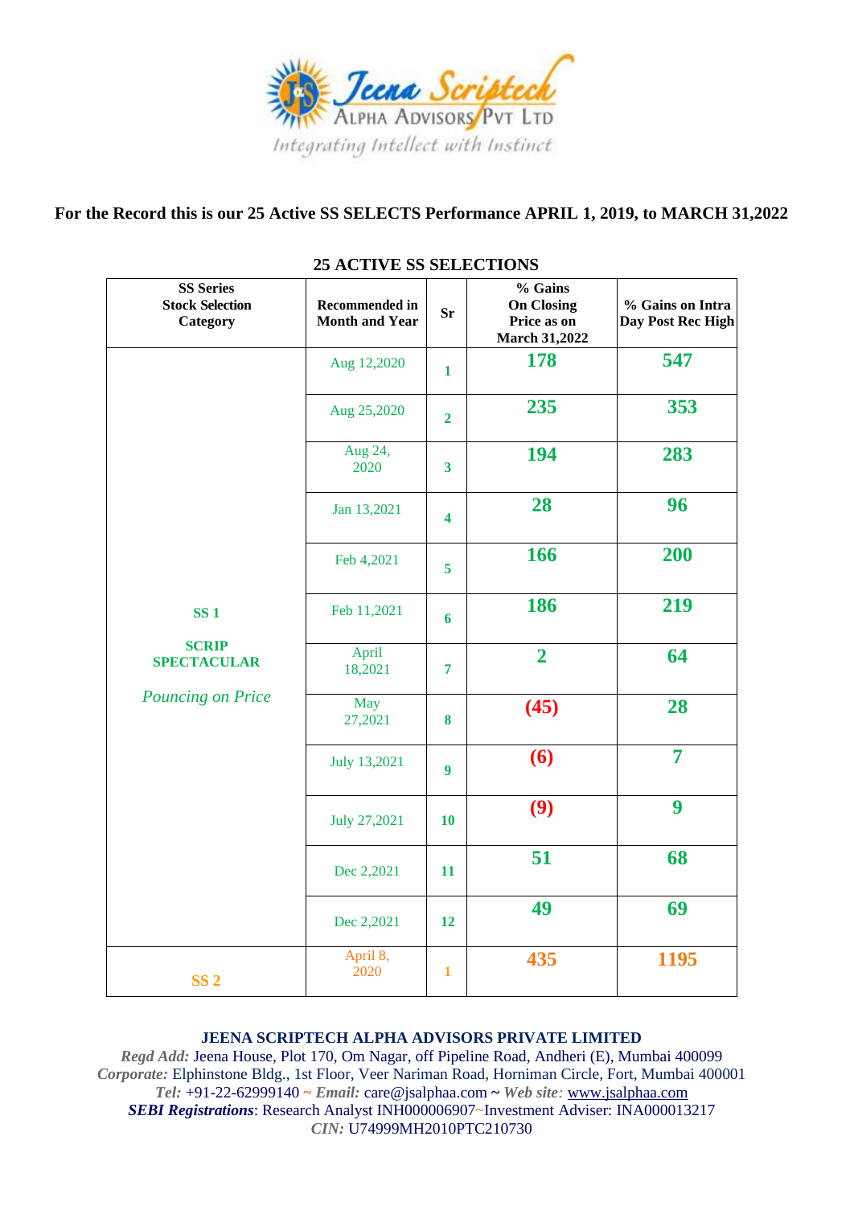**Jeena Scriptech**
ALPHA ADVISORS PVT LTD
*Integrating Intellect with Instinct*

## For the Record this is our 25 Active SS SELECTS Performance APRIL 1, 2019, to MARCH 31,2022

**25 ACTIVE SS SELECTIONS**

| SS Series Stock Selection Category | Recommended in Month and Year | Sr | % Gains On Closing Price as on March 31,2022 | % Gains on Intra Day Post Rec High |
|---|---|---|---|---|
| SS 1 SCRIP SPECTACULAR *Pouncing on Price* | Aug 12,2020 | 1 | 178 | 547 |
| | Aug 25,2020 | 2 | 235 | 353 |
| | Aug 24, 2020 | 3 | 194 | 283 |
| | Jan 13,2021 | 4 | 28 | 96 |
| | Feb 4,2021 | 5 | 166 | 200 |
| | Feb 11,2021 | 6 | 186 | 219 |
| | April 18,2021 | 7 | 2 | 64 |
| | May 27,2021 | 8 | (45) | 28 |
| | July 13,2021 | 9 | (6) | 7 |
| | July 27,2021 | 10 | (9) | 9 |
| | Dec 2,2021 | 11 | 51 | 68 |
| | Dec 2,2021 | 12 | 49 | 69 |
| SS 2 | April 8, 2020 | 1 | 435 | 1195 |

**JEENA SCRIPTECH ALPHA ADVISORS PRIVATE LIMITED**

*Regd Add:* Jeena House, Plot 170, Om Nagar, off Pipeline Road, Andheri (E), Mumbai 400099
*Corporate:* Elphinstone Bldg., 1st Floor, Veer Nariman Road, Horniman Circle, Fort, Mumbai 400001
*Tel:* +91-22-62999140 ~ *Email:* care@jsalphaa.com ~ *Web site:* www.jsalphaa.com
***SEBI Registrations***: Research Analyst INH000006907~Investment Adviser: INA000013217
*CIN:* U74999MH2010PTC210730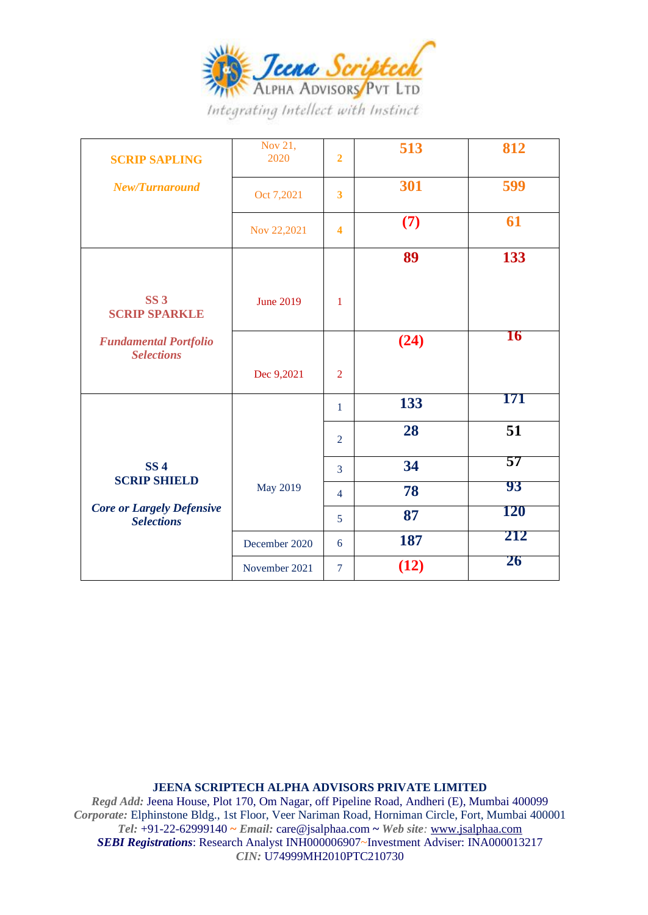**Jeena Scriptech**
ALPHA ADVISORS PVT LTD
*Integrating Intellect with Instinct*

| | | | | |
|---|---|---|---|---|
| **SCRIP SAPLING** *New/Turnaround* | Nov 21, 2020 | 2 | **513** | **812** |
| | Oct 7,2021 | 3 | **301** | **599** |
| | Nov 22,2021 | 4 | **(7)** | **61** |
| **SS 3 SCRIP SPARKLE** *Fundamental Portfolio Selections* | June 2019 | 1 | **89** | **133** |
| | Dec 9,2021 | 2 | **(24)** | **16** |
| **SS 4 SCRIP SHIELD** *Core or Largely Defensive Selections* | May 2019 | 1 | **133** | **171** |
| | | 2 | **28** | **51** |
| | | 3 | **34** | **57** |
| | | 4 | **78** | **93** |
| | | 5 | **87** | **120** |
| | December 2020 | 6 | **187** | **212** |
| | November 2021 | 7 | **(12)** | **26** |

**JEENA SCRIPTECH ALPHA ADVISORS PRIVATE LIMITED**
*Regd Add:* Jeena House, Plot 170, Om Nagar, off Pipeline Road, Andheri (E), Mumbai 400099
*Corporate:* Elphinstone Bldg., 1st Floor, Veer Nariman Road, Horniman Circle, Fort, Mumbai 400001
*Tel:* +91-22-62999140 ~ *Email:* care@jsalphaa.com ~ *Web site:* www.jsalphaa.com
***SEBI Registrations***: Research Analyst INH000006907~Investment Adviser: INA000013217
*CIN:* U74999MH2010PTC210730